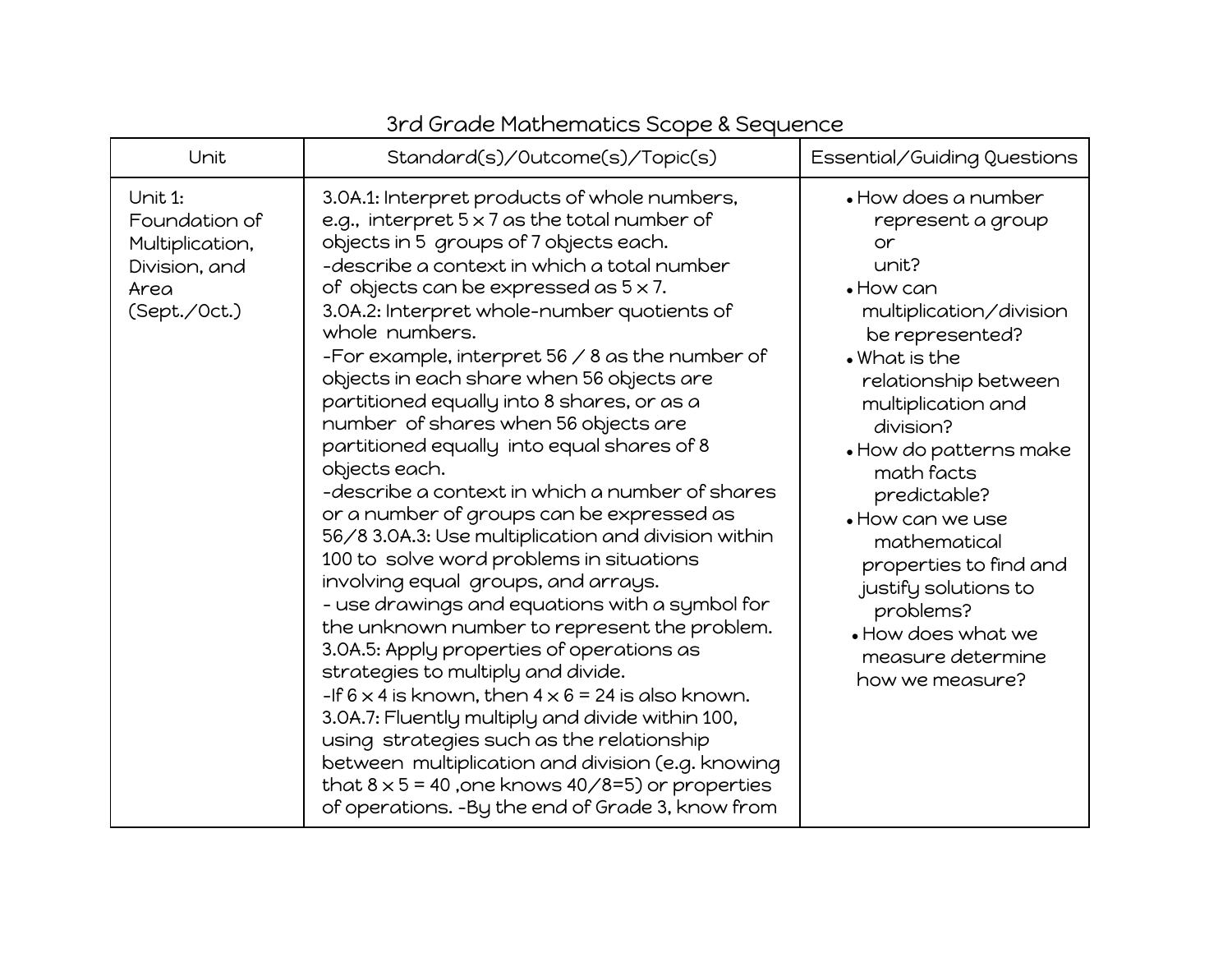# 3rd Grade Mathematics Scope & Sequence

| Unit | Standard(s)/Outcome(s)/Topic(s) | Essential/Guiding Questions |
|---|---|---|
| Unit 1: Foundation of Multiplication, Division, and Area (Sept./Oct.) | 3.OA.1: Interpret products of whole numbers, e.g., interpret 5 x 7 as the total number of objects in 5 groups of 7 objects each.<br>-describe a context in which a total number of objects can be expressed as 5 x 7.<br>3.OA.2: Interpret whole-number quotients of whole numbers.<br>-For example, interpret 56 / 8 as the number of objects in each share when 56 objects are partitioned equally into 8 shares, or as a number of shares when 56 objects are partitioned equally into equal shares of 8 objects each.<br>-describe a context in which a number of shares or a number of groups can be expressed as 56/8 3.OA.3: Use multiplication and division within 100 to solve word problems in situations involving equal groups, and arrays.<br>- use drawings and equations with a symbol for the unknown number to represent the problem.<br>3.OA.5: Apply properties of operations as strategies to multiply and divide.<br>-If 6 x 4 is known, then 4 x 6 = 24 is also known.<br>3.OA.7: Fluently multiply and divide within 100, using strategies such as the relationship between multiplication and division (e.g. knowing that 8 x 5 = 40 ,one knows 40/8=5) or properties of operations. -By the end of Grade 3, know from | • How does a number represent a group or unit?<br>• How can multiplication/division be represented?<br>• What is the relationship between multiplication and division?<br>• How do patterns make math facts predictable?<br>• How can we use mathematical properties to find and justify solutions to problems?<br>• How does what we measure determine how we measure? |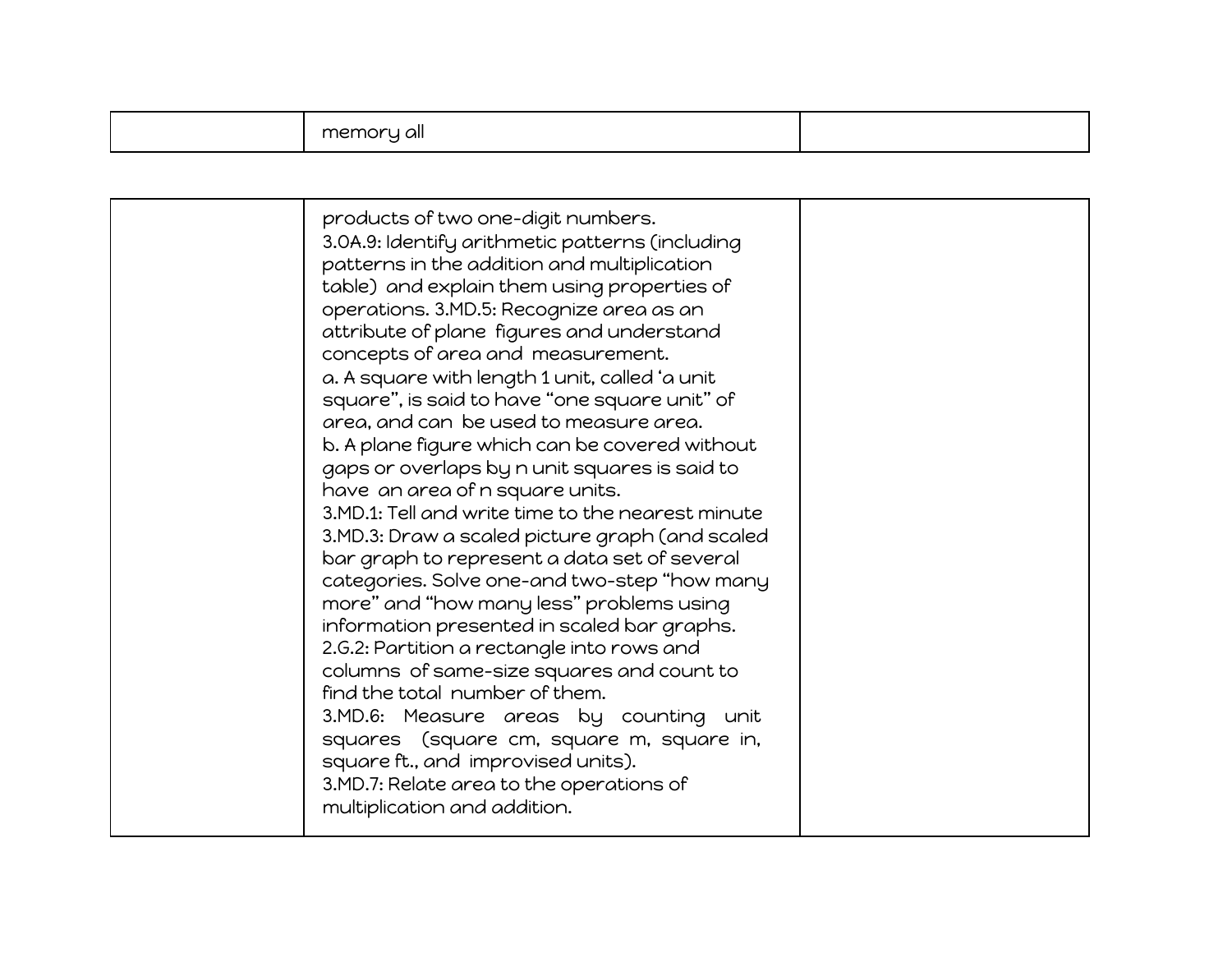| | | |
|---|---|---|
| | memory all | |

| | | |
|---|---|---|
| | products of two one-digit numbers.<br>3.OA.9: Identify arithmetic patterns (including patterns in the addition and multiplication table) and explain them using properties of operations. 3.MD.5: Recognize area as an attribute of plane figures and understand concepts of area and measurement.<br>a. A square with length 1 unit, called 'a unit square", is said to have "one square unit" of area, and can be used to measure area.<br>b. A plane figure which can be covered without gaps or overlaps by n unit squares is said to have an area of n square units.<br>3.MD.1: Tell and write time to the nearest minute<br>3.MD.3: Draw a scaled picture graph (and scaled bar graph to represent a data set of several categories. Solve one-and two-step "how many more" and "how many less" problems using information presented in scaled bar graphs.<br>2.G.2: Partition a rectangle into rows and columns of same-size squares and count to find the total number of them.<br>3.MD.6: Measure areas by counting unit squares (square cm, square m, square in, square ft., and improvised units).<br>3.MD.7: Relate area to the operations of multiplication and addition. | |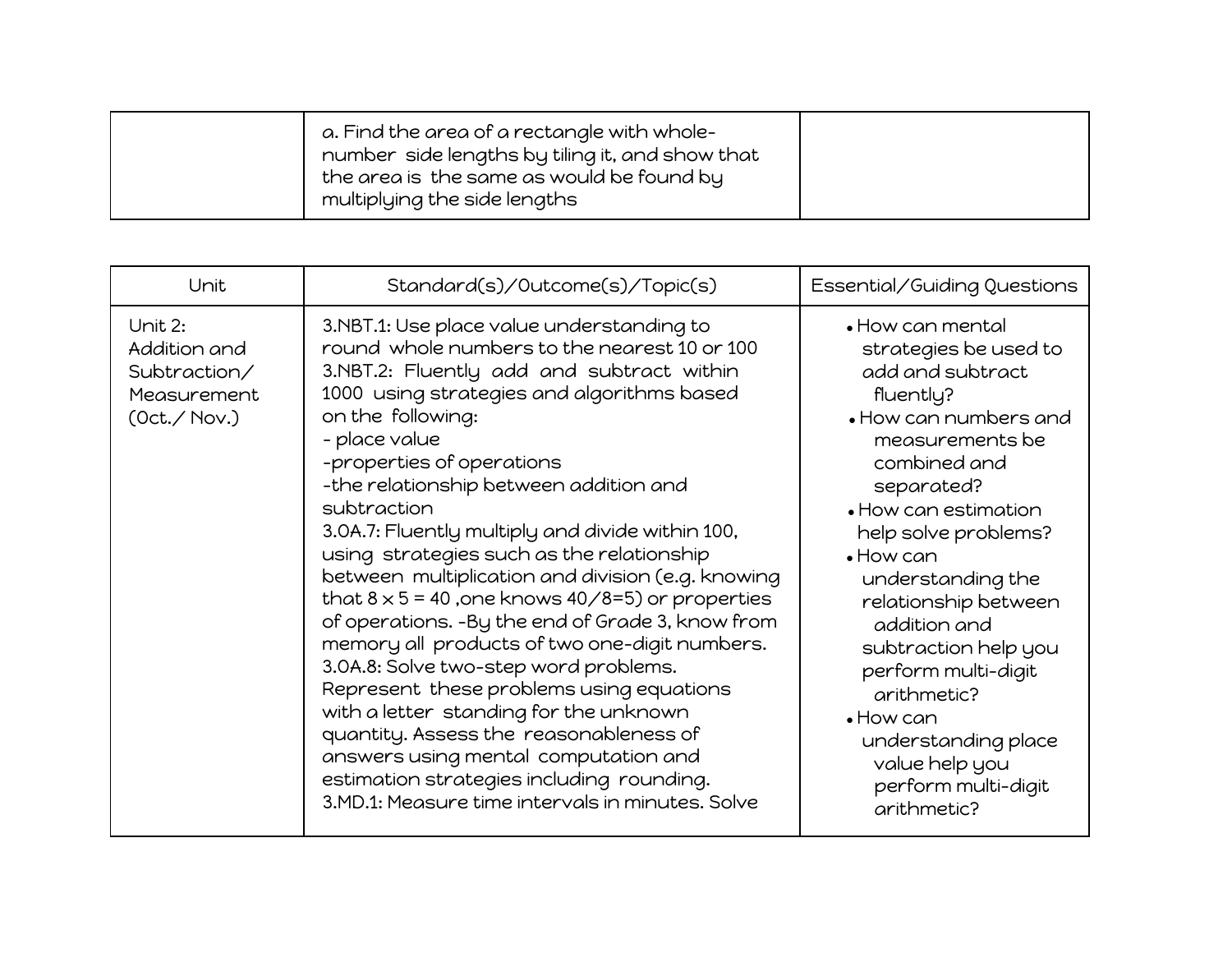|  | a. Find the area of a rectangle with whole-number side lengths by tiling it, and show that the area is the same as would be found by multiplying the side lengths |  |
|---|---|---|

| Unit | Standard(s)/Outcome(s)/Topic(s) | Essential/Guiding Questions |
|---|---|---|
| Unit 2: Addition and Subtraction/ Measurement (Oct./ Nov.) | 3.NBT.1: Use place value understanding to round whole numbers to the nearest 10 or 100<br>3.NBT.2: Fluently add and subtract within 1000 using strategies and algorithms based on the following:<br>- place value<br>-properties of operations<br>-the relationship between addition and subtraction<br>3.OA.7: Fluently multiply and divide within 100, using strategies such as the relationship between multiplication and division (e.g. knowing that 8 x 5 = 40 ,one knows 40/8=5) or properties of operations. -By the end of Grade 3, know from memory all products of two one-digit numbers.<br>3.OA.8: Solve two-step word problems. Represent these problems using equations with a letter standing for the unknown quantity. Assess the reasonableness of answers using mental computation and estimation strategies including rounding.<br>3.MD.1: Measure time intervals in minutes. Solve | • How can mental strategies be used to add and subtract fluently?<br>• How can numbers and measurements be combined and separated?<br>• How can estimation help solve problems?<br>• How can understanding the relationship between addition and subtraction help you perform multi-digit arithmetic?<br>• How can understanding place value help you perform multi-digit arithmetic? |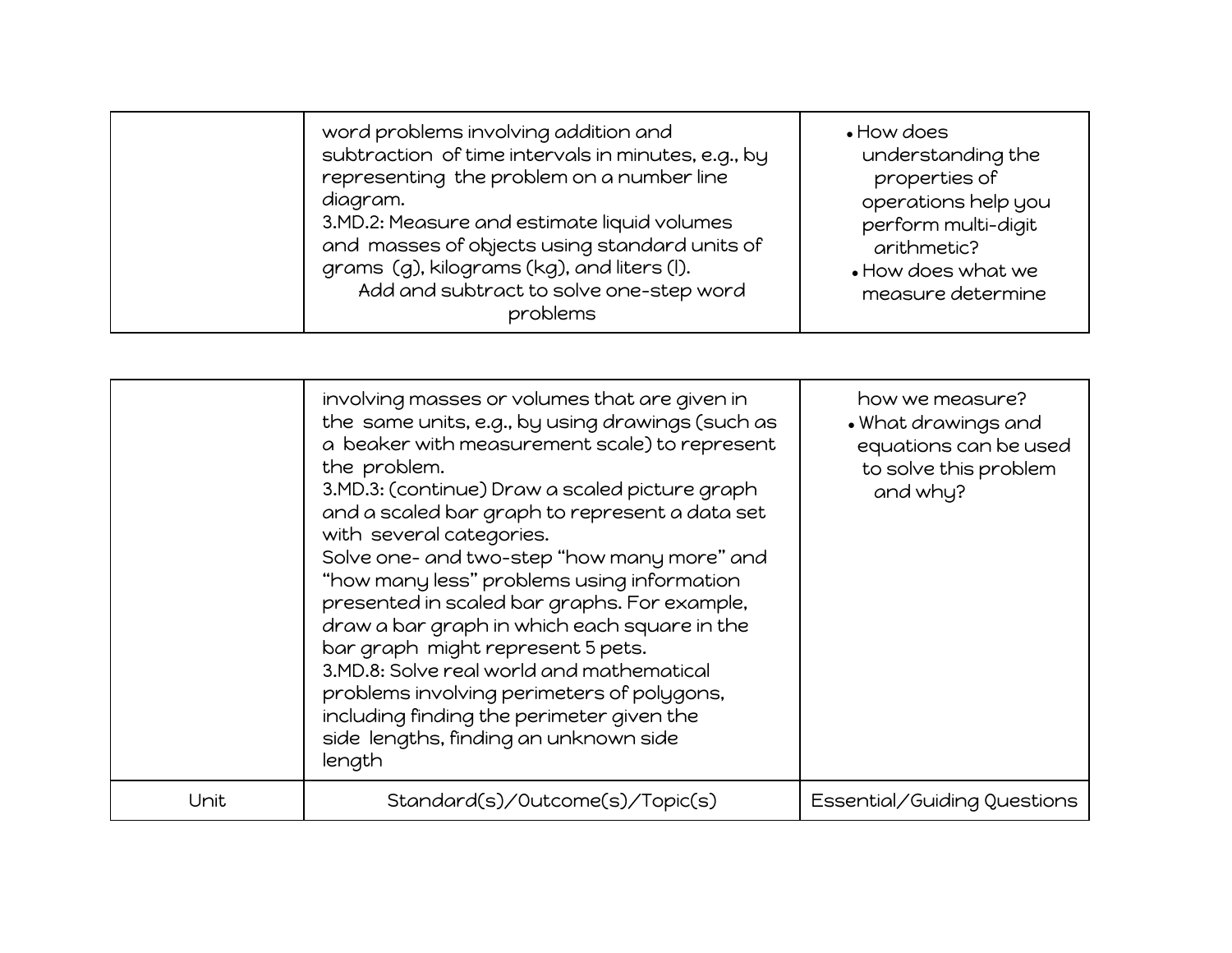| | | |
|---|---|---|
| | word problems involving addition and subtraction of time intervals in minutes, e.g., by representing the problem on a number line diagram.<br>3.MD.2: Measure and estimate liquid volumes and masses of objects using standard units of grams (g), kilograms (kg), and liters (l).<br>Add and subtract to solve one-step word problems | • How does understanding the properties of operations help you perform multi-digit arithmetic?<br>• How does what we measure determine |

| | | |
|---|---|---|
| | involving masses or volumes that are given in the same units, e.g., by using drawings (such as a beaker with measurement scale) to represent the problem.<br>3.MD.3: (continue) Draw a scaled picture graph and a scaled bar graph to represent a data set with several categories.<br>Solve one- and two-step "how many more" and "how many less" problems using information presented in scaled bar graphs. For example, draw a bar graph in which each square in the bar graph might represent 5 pets.<br>3.MD.8: Solve real world and mathematical problems involving perimeters of polygons, including finding the perimeter given the side lengths, finding an unknown side length | how we measure?<br>• What drawings and equations can be used to solve this problem and why? |
| Unit | Standard(s)/Outcome(s)/Topic(s) | Essential/Guiding Questions |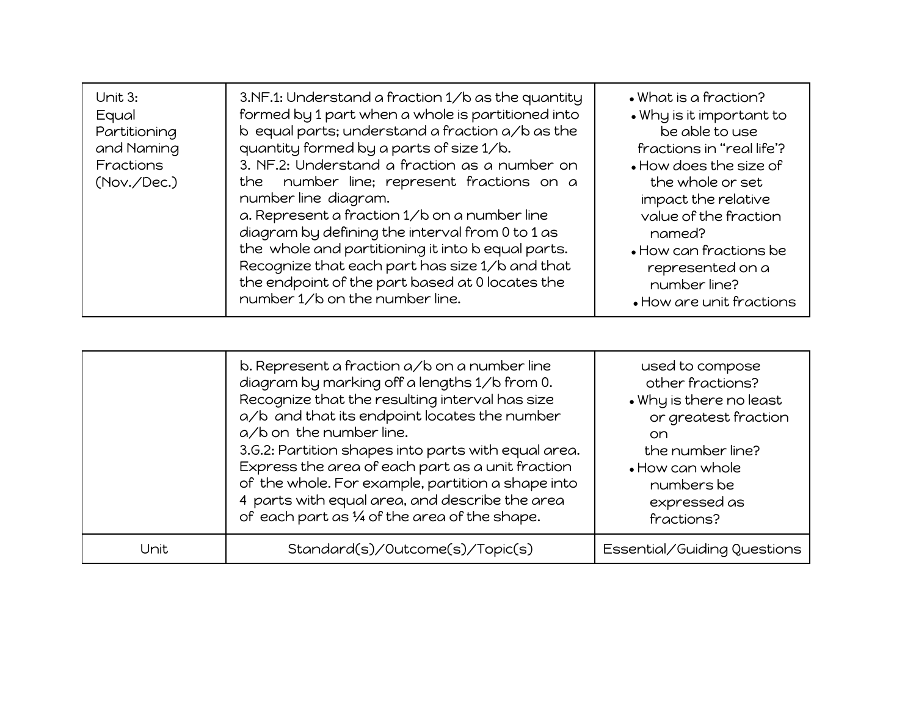| Unit | Standard(s)/Outcome(s)/Topic(s) | Essential/Guiding Questions |
|---|---|---|
| Unit 3: Equal Partitioning and Naming Fractions (Nov./Dec.) | 3.NF.1: Understand a fraction 1/b as the quantity formed by 1 part when a whole is partitioned into b equal parts; understand a fraction a/b as the quantity formed by a parts of size 1/b.<br>3. NF.2: Understand a fraction as a number on the number line; represent fractions on a number line diagram.<br>a. Represent a fraction 1/b on a number line diagram by defining the interval from 0 to 1 as the whole and partitioning it into b equal parts. Recognize that each part has size 1/b and that the endpoint of the part based at 0 locates the number 1/b on the number line.<br>b. Represent a fraction a/b on a number line diagram by marking off a lengths 1/b from 0. Recognize that the resulting interval has size a/b and that its endpoint locates the number a/b on the number line.<br>3.G.2: Partition shapes into parts with equal area. Express the area of each part as a unit fraction of the whole. For example, partition a shape into 4 parts with equal area, and describe the area of each part as ¼ of the area of the shape. | • What is a fraction?<br>• Why is it important to be able to use fractions in "real life"?<br>• How does the size of the whole or set impact the relative value of the fraction named?<br>• How can fractions be represented on a number line?<br>• How are unit fractions used to compose other fractions?<br>• Why is there no least or greatest fraction on the number line?<br>• How can whole numbers be expressed as fractions? |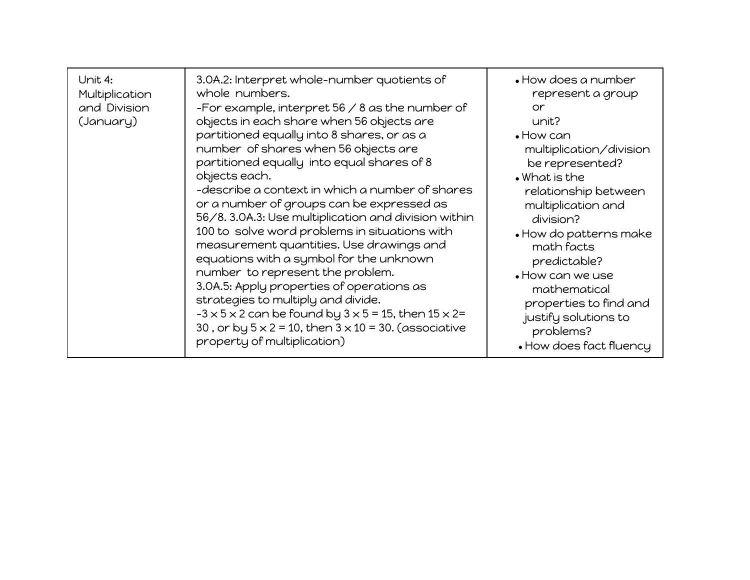| Unit 4: Multiplication and Division (January) | 3.OA.2: Interpret whole-number quotients of whole numbers.<br>-For example, interpret 56 / 8 as the number of objects in each share when 56 objects are partitioned equally into 8 shares, or as a number of shares when 56 objects are partitioned equally into equal shares of 8 objects each.<br>-describe a context in which a number of shares or a number of groups can be expressed as 56/8. 3.OA.3: Use multiplication and division within 100 to solve word problems in situations with measurement quantities. Use drawings and equations with a symbol for the unknown number to represent the problem.<br>3.OA.5: Apply properties of operations as strategies to multiply and divide.<br>-3 x 5 x 2 can be found by 3 x 5 = 15, then 15 x 2= 30 , or by 5 x 2 = 10, then 3 x 10 = 30. (associative property of multiplication) | • How does a number represent a group or unit?<br>• How can multiplication/division be represented?<br>• What is the relationship between multiplication and division?<br>• How do patterns make math facts predictable?<br>• How can we use mathematical properties to find and justify solutions to problems?<br>• How does fact fluency |
|---|---|---|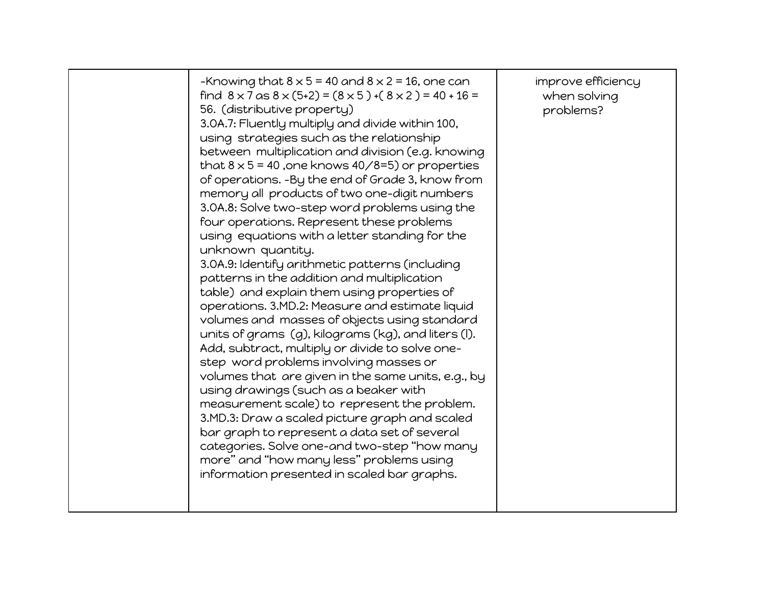|  |  |  |
|---|---|---|
|  | -Knowing that $8 \times 5 = 40$ and $8 \times 2 = 16$, one can find $8 \times 7$ as $8 \times (5+2) = (8 \times 5) + (8 \times 2) = 40 + 16 = 56$. (distributive property)<br>3.OA.7: Fluently multiply and divide within 100, using strategies such as the relationship between multiplication and division (e.g. knowing that $8 \times 5 = 40$, one knows $40/8=5$) or properties of operations. -By the end of Grade 3, know from memory all products of two one-digit numbers<br>3.OA.8: Solve two-step word problems using the four operations. Represent these problems using equations with a letter standing for the unknown quantity.<br>3.OA.9: Identify arithmetic patterns (including patterns in the addition and multiplication table) and explain them using properties of operations. 3.MD.2: Measure and estimate liquid volumes and masses of objects using standard units of grams (g), kilograms (kg), and liters (l). Add, subtract, multiply or divide to solve one-step word problems involving masses or volumes that are given in the same units, e.g., by using drawings (such as a beaker with measurement scale) to represent the problem.<br>3.MD.3: Draw a scaled picture graph and scaled bar graph to represent a data set of several categories. Solve one-and two-step "how many more" and "how many less" problems using information presented in scaled bar graphs. | improve efficiency when solving problems? |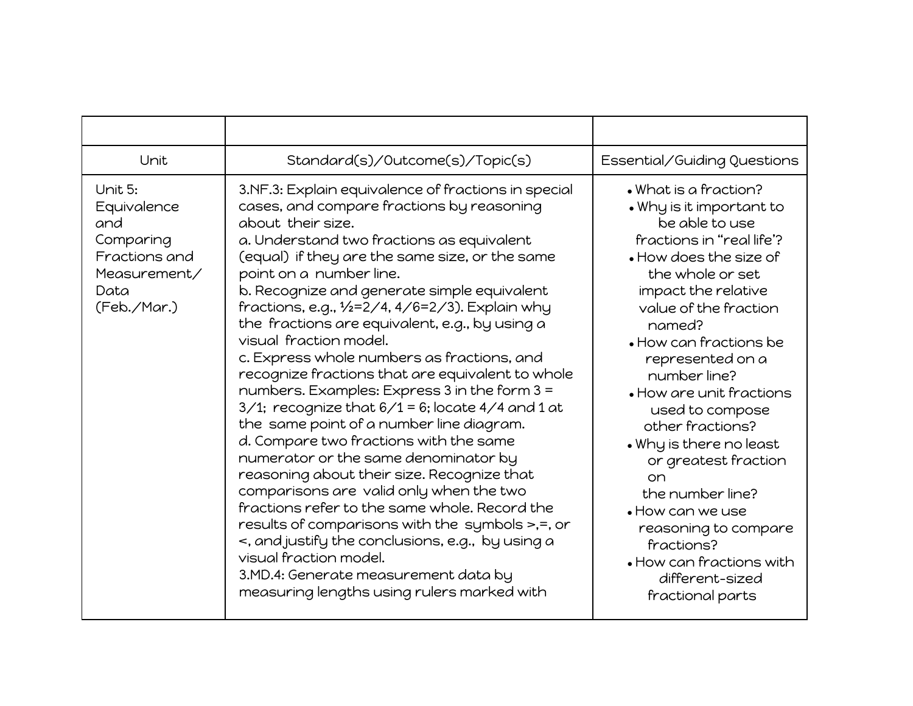| | | |
|---|---|---|
| Unit | Standard(s)/Outcome(s)/Topic(s) | Essential/Guiding Questions |
| Unit 5: Equivalence and Comparing Fractions and Measurement/ Data (Feb./Mar.) | 3.NF.3: Explain equivalence of fractions in special cases, and compare fractions by reasoning about their size.<br>a. Understand two fractions as equivalent (equal) if they are the same size, or the same point on a number line.<br>b. Recognize and generate simple equivalent fractions, e.g., $1/2=2/4$, $4/6=2/3$). Explain why the fractions are equivalent, e.g., by using a visual fraction model.<br>c. Express whole numbers as fractions, and recognize fractions that are equivalent to whole numbers. Examples: Express 3 in the form $3 = 3/1$; recognize that $6/1 = 6$; locate 4/4 and 1 at the same point of a number line diagram.<br>d. Compare two fractions with the same numerator or the same denominator by reasoning about their size. Recognize that comparisons are valid only when the two fractions refer to the same whole. Record the results of comparisons with the symbols >,=, or <, and justify the conclusions, e.g., by using a visual fraction model.<br>3.MD.4: Generate measurement data by measuring lengths using rulers marked with | • What is a fraction?<br>• Why is it important to be able to use fractions in "real life'?<br>• How does the size of the whole or set impact the relative value of the fraction named?<br>• How can fractions be represented on a number line?<br>• How are unit fractions used to compose other fractions?<br>• Why is there no least or greatest fraction on the number line?<br>• How can we use reasoning to compare fractions?<br>• How can fractions with different-sized fractional parts |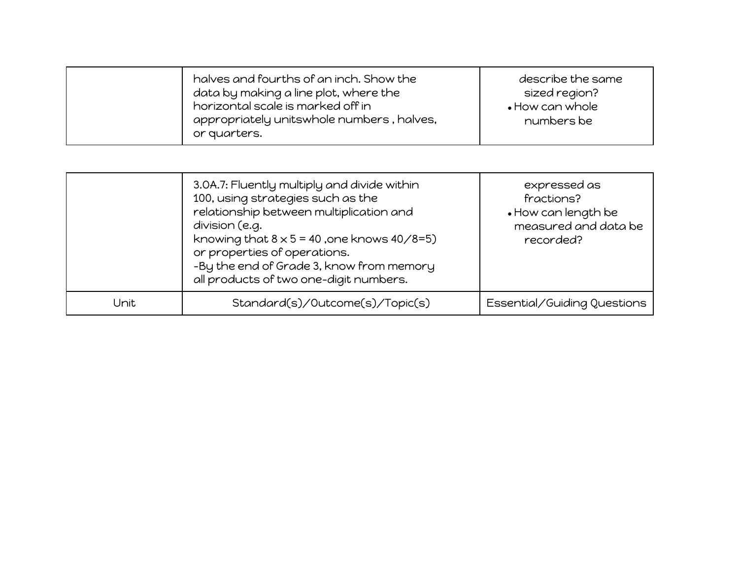| | | |
|---|---|---|
| | halves and fourths of an inch. Show the data by making a line plot, where the horizontal scale is marked off in appropriately unitswhole numbers , halves, or quarters. | describe the same sized region?<br>• How can whole numbers be |

| | | |
|---|---|---|
| | 3.OA.7: Fluently multiply and divide within 100, using strategies such as the relationship between multiplication and division (e.g. knowing that 8 x 5 = 40 ,one knows 40/8=5) or properties of operations.<br>-By the end of Grade 3, know from memory all products of two one-digit numbers. | expressed as fractions?<br>• How can length be measured and data be recorded? |
| Unit | Standard(s)/Outcome(s)/Topic(s) | Essential/Guiding Questions |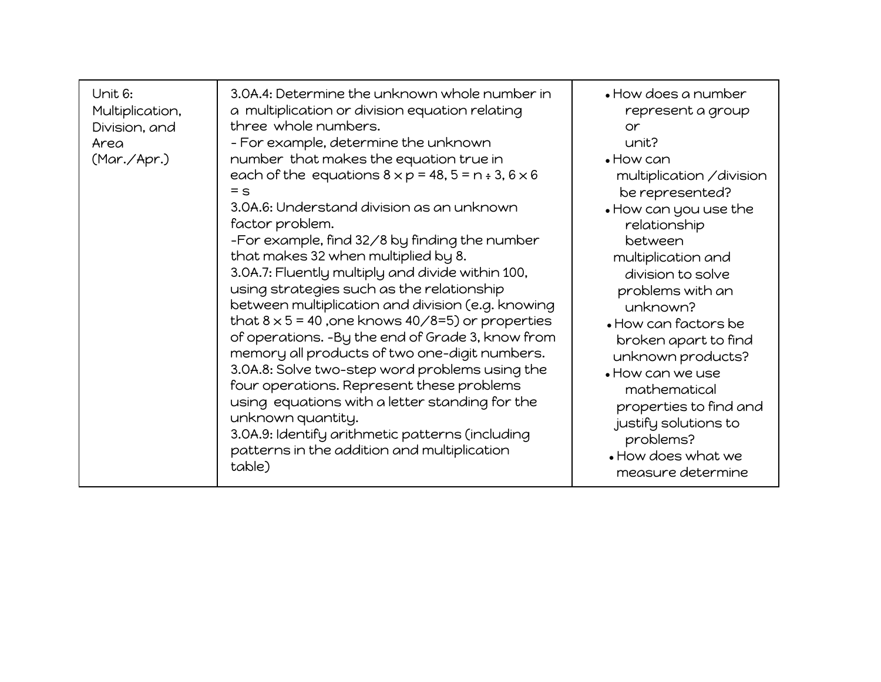| Unit 6: Multiplication, Division, and Area (Mar./Apr.) | 3.OA.4: Determine the unknown whole number in a multiplication or division equation relating three whole numbers.<br>- For example, determine the unknown number that makes the equation true in each of the equations $8 \times p = 48$, $5 = n \div 3$, $6 \times 6 = s$<br>3.OA.6: Understand division as an unknown factor problem.<br>-For example, find 32/8 by finding the number that makes 32 when multiplied by 8.<br>3.OA.7: Fluently multiply and divide within 100, using strategies such as the relationship between multiplication and division (e.g. knowing that $8 \times 5 = 40$ ,one knows $40/8=5$) or properties of operations. -By the end of Grade 3, know from memory all products of two one-digit numbers.<br>3.OA.8: Solve two-step word problems using the four operations. Represent these problems using equations with a letter standing for the unknown quantity.<br>3.OA.9: Identify arithmetic patterns (including patterns in the addition and multiplication table) | • How does a number represent a group or unit?<br>• How can multiplication /division be represented?<br>• How can you use the relationship between multiplication and division to solve problems with an unknown?<br>• How can factors be broken apart to find unknown products?<br>• How can we use mathematical properties to find and justify solutions to problems?<br>• How does what we measure determine |
|---|---|---|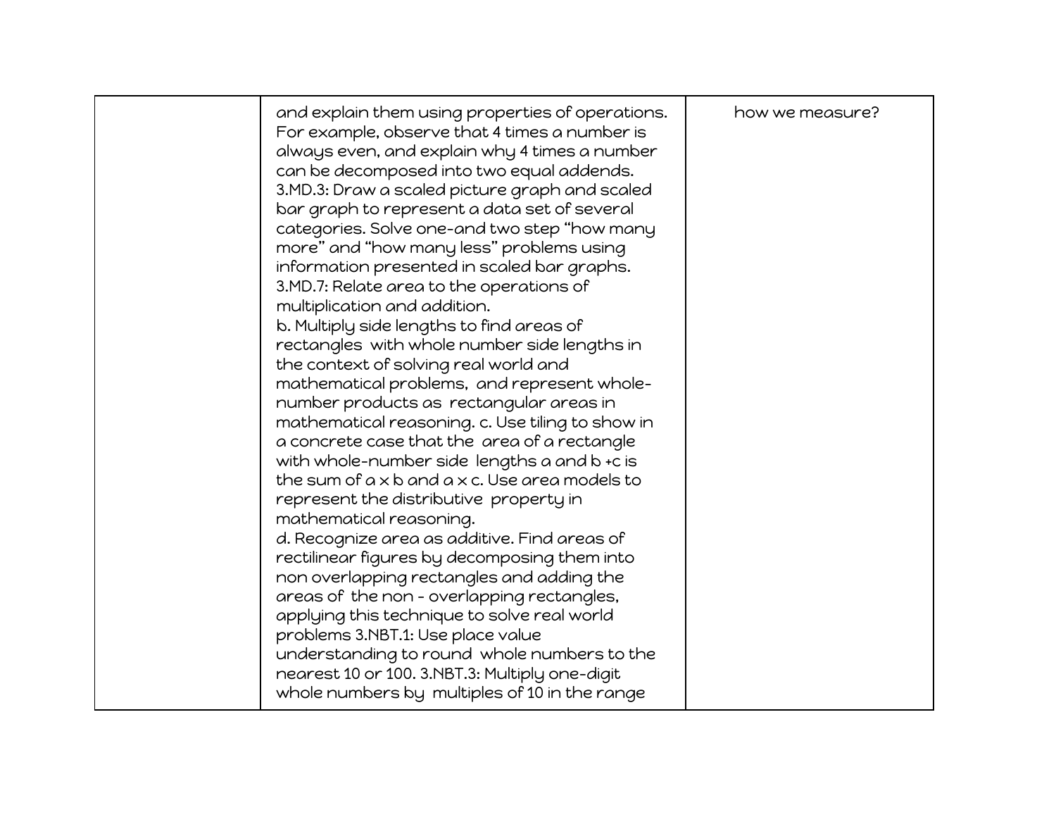| | | |
|---|---|---|
| | and explain them using properties of operations. For example, observe that 4 times a number is always even, and explain why 4 times a number can be decomposed into two equal addends.<br>3.MD.3: Draw a scaled picture graph and scaled bar graph to represent a data set of several categories. Solve one-and two step "how many more" and "how many less" problems using information presented in scaled bar graphs.<br>3.MD.7: Relate area to the operations of multiplication and addition.<br>b. Multiply side lengths to find areas of rectangles with whole number side lengths in the context of solving real world and mathematical problems, and represent whole-number products as rectangular areas in mathematical reasoning. c. Use tiling to show in a concrete case that the area of a rectangle with whole-number side lengths $a$ and $b + c$ is the sum of $a \times b$ and $a \times c$. Use area models to represent the distributive property in mathematical reasoning.<br>d. Recognize area as additive. Find areas of rectilinear figures by decomposing them into non overlapping rectangles and adding the areas of the non - overlapping rectangles, applying this technique to solve real world problems 3.NBT.1: Use place value understanding to round whole numbers to the nearest 10 or 100. 3.NBT.3: Multiply one-digit whole numbers by multiples of 10 in the range | how we measure? |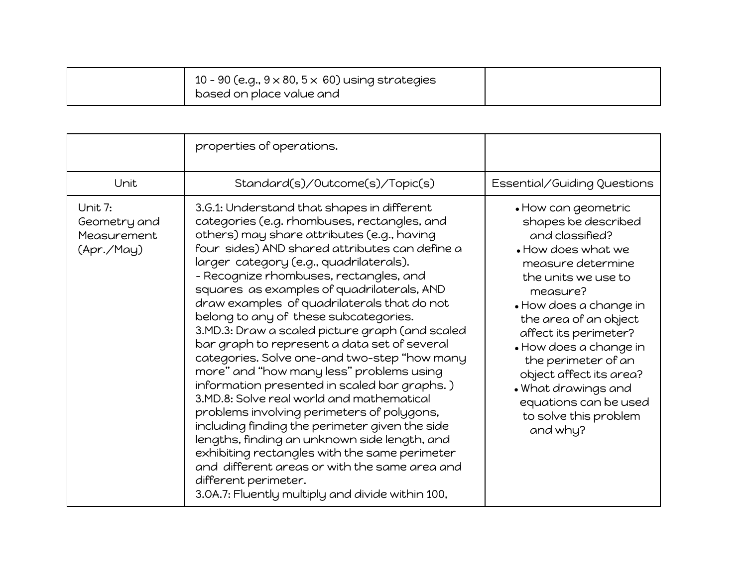| | | |
|---|---|---|
| | 10 - 90 (e.g., 9 × 80, 5 × 60) using strategies based on place value and properties of operations. | |
| Unit | Standard(s)/Outcome(s)/Topic(s) | Essential/Guiding Questions |
| Unit 7: Geometry and Measurement (Apr./May) | 3.G.1: Understand that shapes in different categories (e.g. rhombuses, rectangles, and others) may share attributes (e.g., having four sides) AND shared attributes can define a larger category (e.g., quadrilaterals).<br>- Recognize rhombuses, rectangles, and squares as examples of quadrilaterals, AND draw examples of quadrilaterals that do not belong to any of these subcategories.<br>3.MD.3: Draw a scaled picture graph (and scaled bar graph to represent a data set of several categories. Solve one-and two-step "how many more" and "how many less" problems using information presented in scaled bar graphs. )<br>3.MD.8: Solve real world and mathematical problems involving perimeters of polygons, including finding the perimeter given the side lengths, finding an unknown side length, and exhibiting rectangles with the same perimeter and different areas or with the same area and different perimeter.<br>3.OA.7: Fluently multiply and divide within 100, | • How can geometric shapes be described and classified?<br>• How does what we measure determine the units we use to measure?<br>• How does a change in the area of an object affect its perimeter?<br>• How does a change in the perimeter of an object affect its area?<br>• What drawings and equations can be used to solve this problem and why? |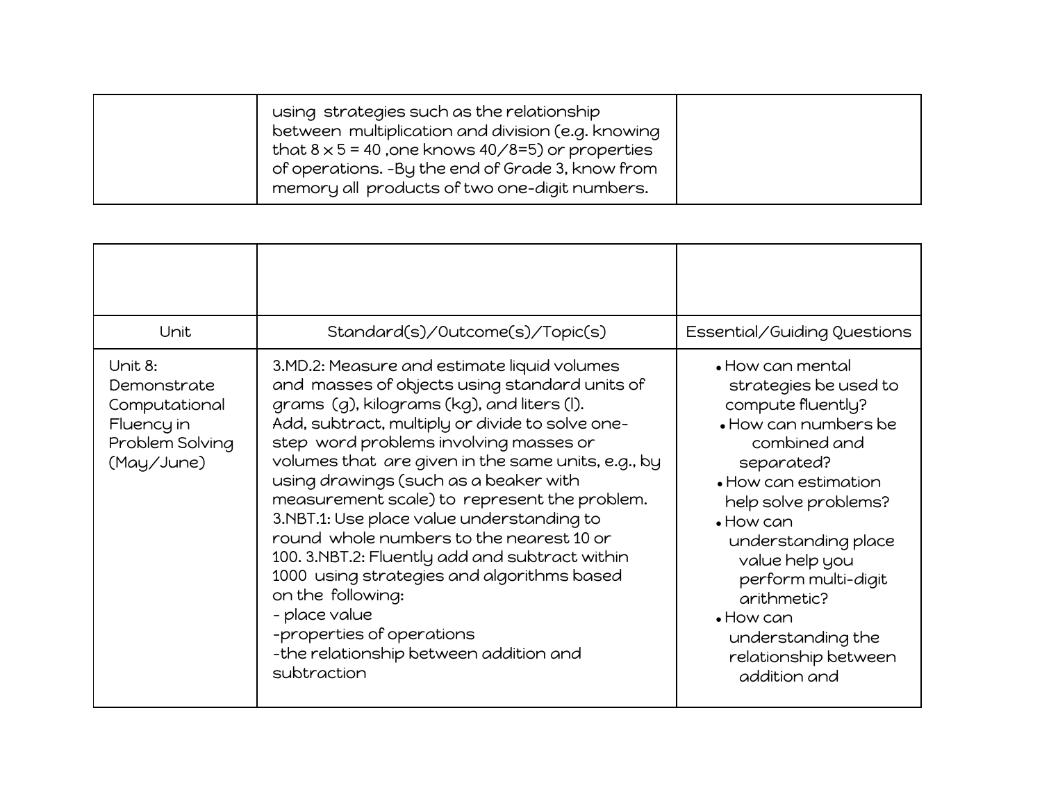| | | |
|---|---|---|
| | using strategies such as the relationship between multiplication and division (e.g. knowing that 8 x 5 = 40 ,one knows 40/8=5) or properties of operations. -By the end of Grade 3, know from memory all products of two one-digit numbers. | |

| | | |
|---|---|---|
| | | |
| Unit | Standard(s)/Outcome(s)/Topic(s) | Essential/Guiding Questions |
| Unit 8: Demonstrate Computational Fluency in Problem Solving (May/June) | 3.MD.2: Measure and estimate liquid volumes and masses of objects using standard units of grams (g), kilograms (kg), and liters (l). Add, subtract, multiply or divide to solve one-step word problems involving masses or volumes that are given in the same units, e.g., by using drawings (such as a beaker with measurement scale) to represent the problem. 3.NBT.1: Use place value understanding to round whole numbers to the nearest 10 or 100. 3.NBT.2: Fluently add and subtract within 1000 using strategies and algorithms based on the following:<br>- place value<br>-properties of operations<br>-the relationship between addition and subtraction | • How can mental strategies be used to compute fluently?<br>• How can numbers be combined and separated?<br>• How can estimation help solve problems?<br>• How can understanding place value help you perform multi-digit arithmetic?<br>• How can understanding the relationship between addition and |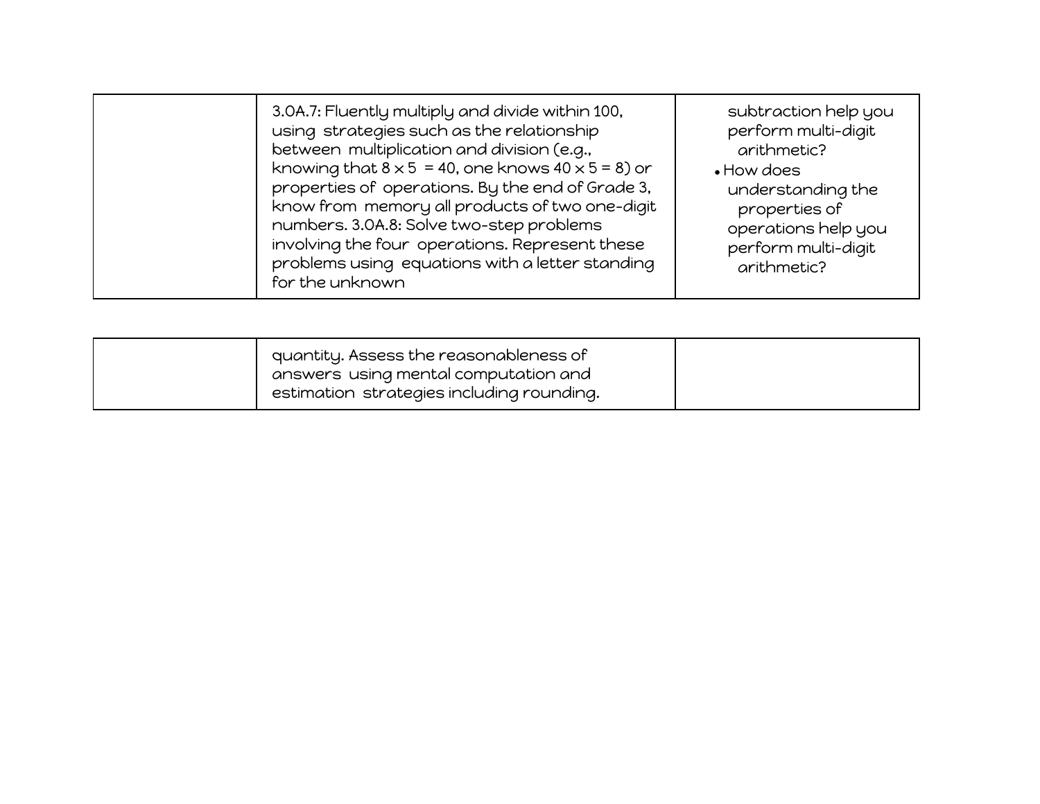| | | |
|---|---|---|
| | 3.OA.7: Fluently multiply and divide within 100, using strategies such as the relationship between multiplication and division (e.g., knowing that 8 × 5 = 40, one knows 40 × 5 = 8) or properties of operations. By the end of Grade 3, know from memory all products of two one-digit numbers. 3.OA.8: Solve two-step problems involving the four operations. Represent these problems using equations with a letter standing for the unknown quantity. Assess the reasonableness of answers using mental computation and estimation strategies including rounding. | subtraction help you perform multi-digit arithmetic?<br>• How does understanding the properties of operations help you perform multi-digit arithmetic? |